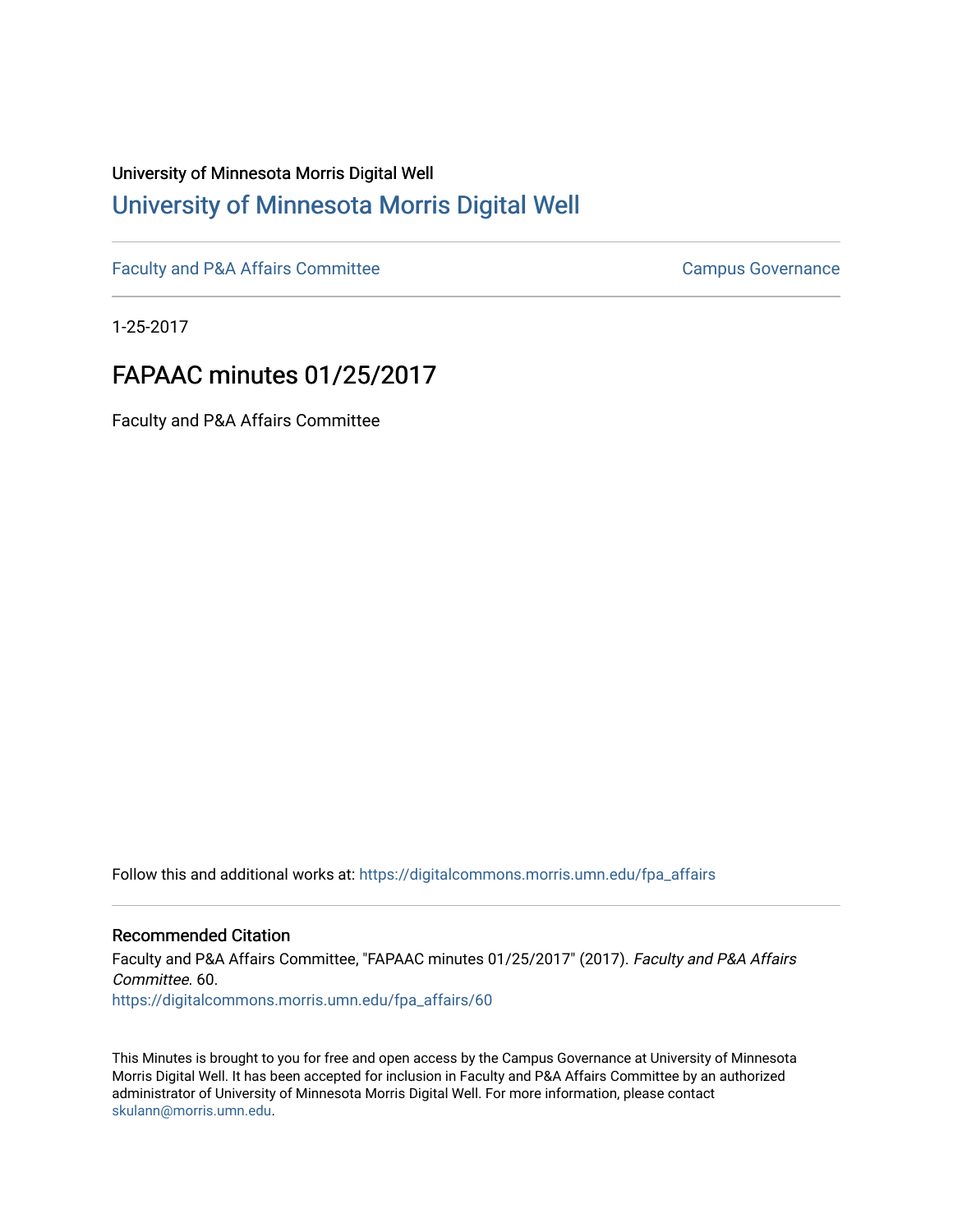University of Minnesota Morris Digital Well

# University of Minnesota Morris Digital Well

Faculty and P&A Affairs Committee

Campus Governance

1-25-2017

## FAPAAC minutes 01/25/2017

Faculty and P&A Affairs Committee

Follow this and additional works at: https://digitalcommons.morris.umn.edu/fpa_affairs

### Recommended Citation

Faculty and P&A Affairs Committee, "FAPAAC minutes 01/25/2017" (2017). *Faculty and P&A Affairs Committee*. 60.
https://digitalcommons.morris.umn.edu/fpa_affairs/60

This Minutes is brought to you for free and open access by the Campus Governance at University of Minnesota Morris Digital Well. It has been accepted for inclusion in Faculty and P&A Affairs Committee by an authorized administrator of University of Minnesota Morris Digital Well. For more information, please contact skulann@morris.umn.edu.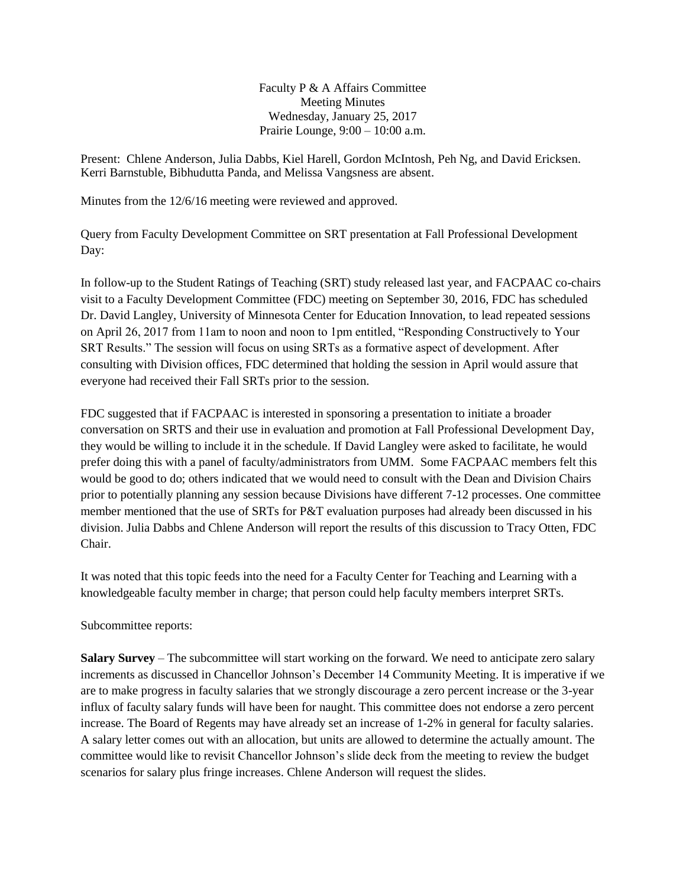Faculty P & A Affairs Committee
Meeting Minutes
Wednesday, January 25, 2017
Prairie Lounge, 9:00 – 10:00 a.m.

Present: Chlene Anderson, Julia Dabbs, Kiel Harell, Gordon McIntosh, Peh Ng, and David Ericksen. Kerri Barnstuble, Bibhudutta Panda, and Melissa Vangsness are absent.

Minutes from the 12/6/16 meeting were reviewed and approved.

Query from Faculty Development Committee on SRT presentation at Fall Professional Development Day:

In follow-up to the Student Ratings of Teaching (SRT) study released last year, and FACPAAC co-chairs visit to a Faculty Development Committee (FDC) meeting on September 30, 2016, FDC has scheduled Dr. David Langley, University of Minnesota Center for Education Innovation, to lead repeated sessions on April 26, 2017 from 11am to noon and noon to 1pm entitled, "Responding Constructively to Your SRT Results." The session will focus on using SRTs as a formative aspect of development. After consulting with Division offices, FDC determined that holding the session in April would assure that everyone had received their Fall SRTs prior to the session.

FDC suggested that if FACPAAC is interested in sponsoring a presentation to initiate a broader conversation on SRTS and their use in evaluation and promotion at Fall Professional Development Day, they would be willing to include it in the schedule. If David Langley were asked to facilitate, he would prefer doing this with a panel of faculty/administrators from UMM. Some FACPAAC members felt this would be good to do; others indicated that we would need to consult with the Dean and Division Chairs prior to potentially planning any session because Divisions have different 7-12 processes. One committee member mentioned that the use of SRTs for P&T evaluation purposes had already been discussed in his division. Julia Dabbs and Chlene Anderson will report the results of this discussion to Tracy Otten, FDC Chair.

It was noted that this topic feeds into the need for a Faculty Center for Teaching and Learning with a knowledgeable faculty member in charge; that person could help faculty members interpret SRTs.

Subcommittee reports:

**Salary Survey** – The subcommittee will start working on the forward. We need to anticipate zero salary increments as discussed in Chancellor Johnson's December 14 Community Meeting. It is imperative if we are to make progress in faculty salaries that we strongly discourage a zero percent increase or the 3-year influx of faculty salary funds will have been for naught. This committee does not endorse a zero percent increase. The Board of Regents may have already set an increase of 1-2% in general for faculty salaries. A salary letter comes out with an allocation, but units are allowed to determine the actually amount. The committee would like to revisit Chancellor Johnson's slide deck from the meeting to review the budget scenarios for salary plus fringe increases. Chlene Anderson will request the slides.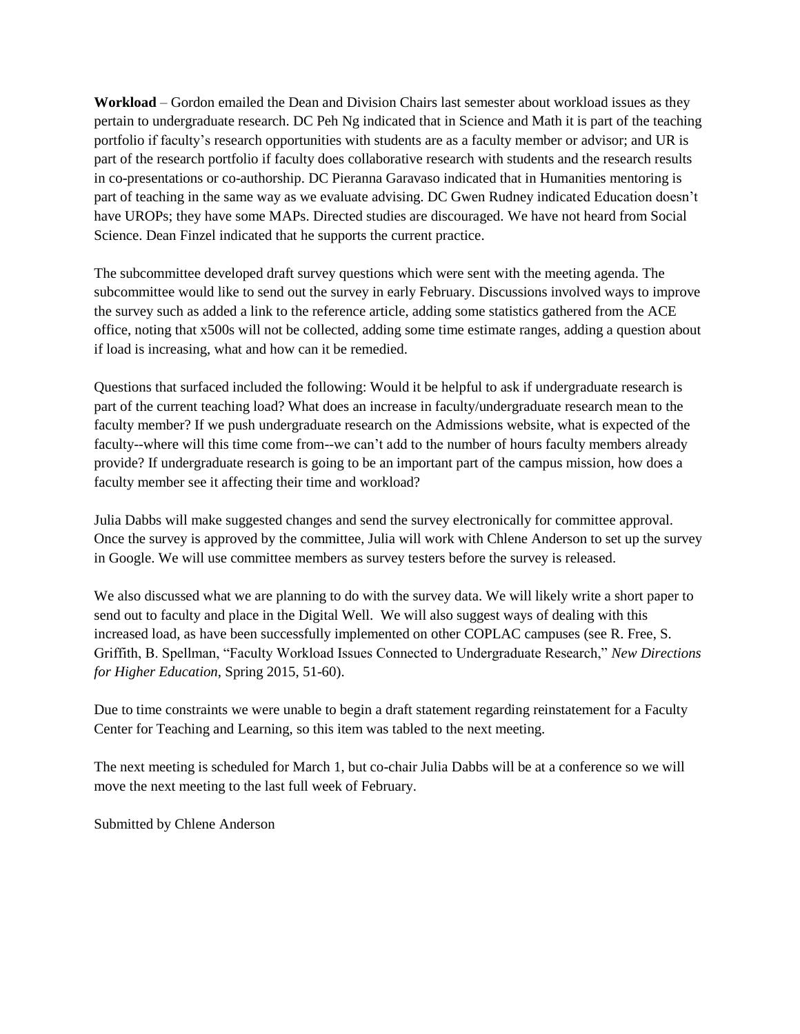**Workload** – Gordon emailed the Dean and Division Chairs last semester about workload issues as they pertain to undergraduate research. DC Peh Ng indicated that in Science and Math it is part of the teaching portfolio if faculty's research opportunities with students are as a faculty member or advisor; and UR is part of the research portfolio if faculty does collaborative research with students and the research results in co-presentations or co-authorship. DC Pieranna Garavaso indicated that in Humanities mentoring is part of teaching in the same way as we evaluate advising. DC Gwen Rudney indicated Education doesn't have UROPs; they have some MAPs. Directed studies are discouraged. We have not heard from Social Science. Dean Finzel indicated that he supports the current practice.

The subcommittee developed draft survey questions which were sent with the meeting agenda. The subcommittee would like to send out the survey in early February. Discussions involved ways to improve the survey such as added a link to the reference article, adding some statistics gathered from the ACE office, noting that x500s will not be collected, adding some time estimate ranges, adding a question about if load is increasing, what and how can it be remedied.

Questions that surfaced included the following: Would it be helpful to ask if undergraduate research is part of the current teaching load? What does an increase in faculty/undergraduate research mean to the faculty member? If we push undergraduate research on the Admissions website, what is expected of the faculty--where will this time come from--we can't add to the number of hours faculty members already provide? If undergraduate research is going to be an important part of the campus mission, how does a faculty member see it affecting their time and workload?

Julia Dabbs will make suggested changes and send the survey electronically for committee approval. Once the survey is approved by the committee, Julia will work with Chlene Anderson to set up the survey in Google. We will use committee members as survey testers before the survey is released.

We also discussed what we are planning to do with the survey data. We will likely write a short paper to send out to faculty and place in the Digital Well. We will also suggest ways of dealing with this increased load, as have been successfully implemented on other COPLAC campuses (see R. Free, S. Griffith, B. Spellman, "Faculty Workload Issues Connected to Undergraduate Research," *New Directions for Higher Education*, Spring 2015, 51-60).

Due to time constraints we were unable to begin a draft statement regarding reinstatement for a Faculty Center for Teaching and Learning, so this item was tabled to the next meeting.

The next meeting is scheduled for March 1, but co-chair Julia Dabbs will be at a conference so we will move the next meeting to the last full week of February.

Submitted by Chlene Anderson